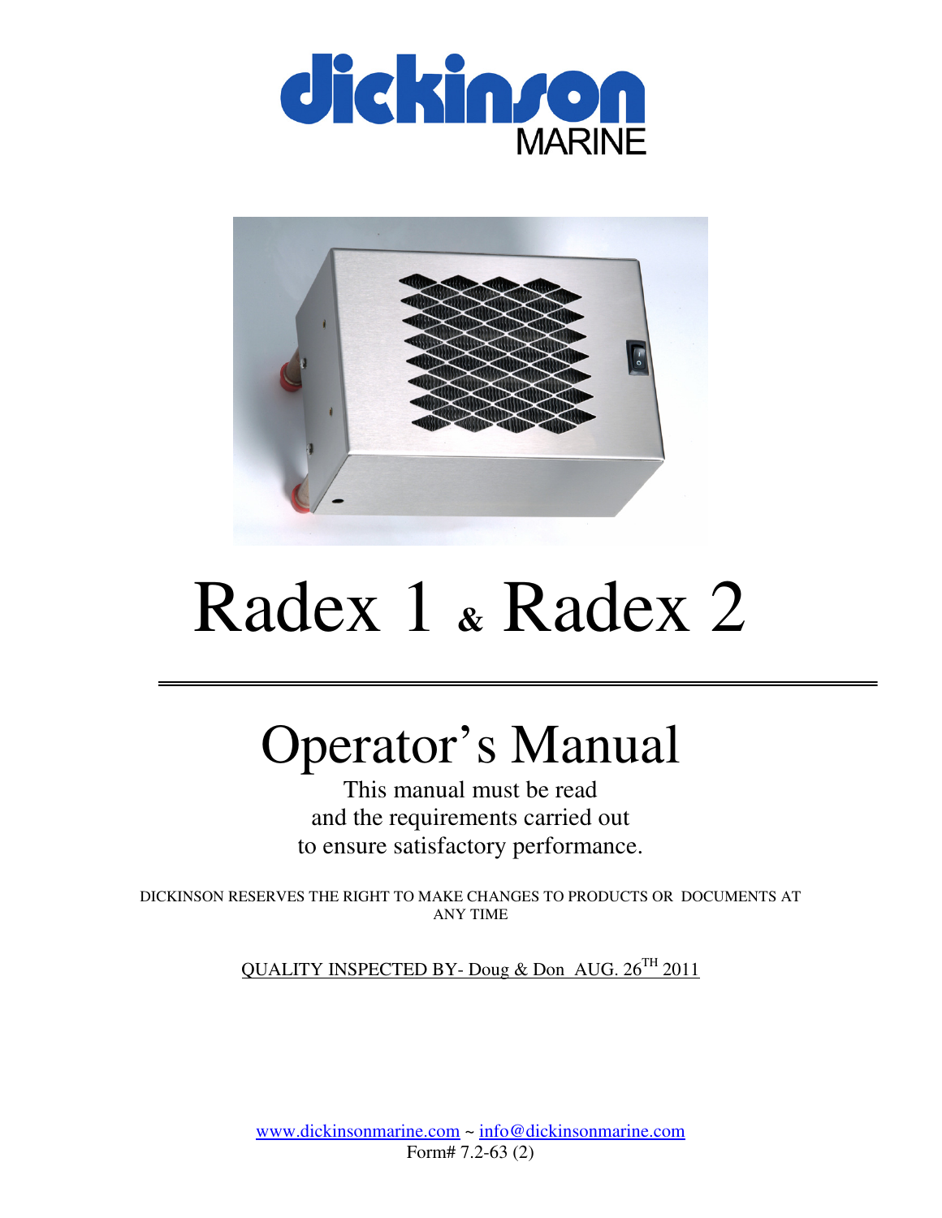dickinson MARINE

# Radex 1 & Radex 2

# Operator's Manual

This manual must be read
and the requirements carried out
to ensure satisfactory performance.

DICKINSON RESERVES THE RIGHT TO MAKE CHANGES TO PRODUCTS OR DOCUMENTS AT ANY TIME

QUALITY INSPECTED BY- Doug & Don AUG. 26TH 2011

www.dickinsonmarine.com ~ info@dickinsonmarine.com
Form# 7.2-63 (2)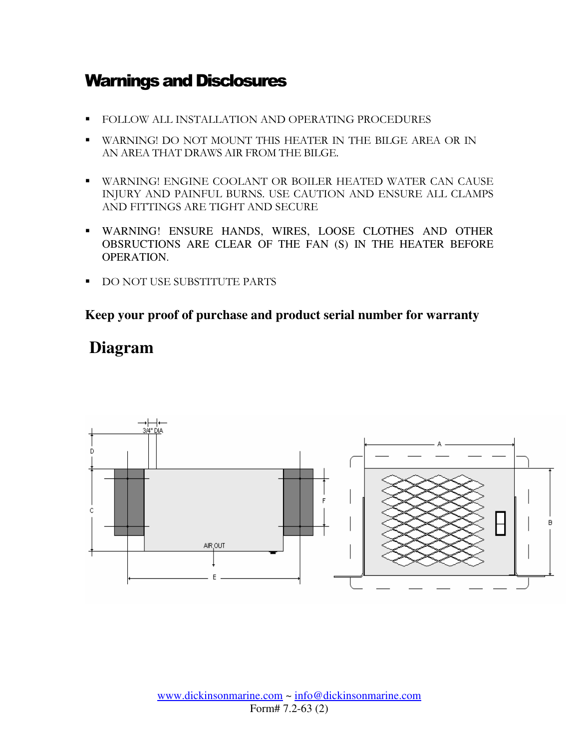## Warnings and Disclosures

- FOLLOW ALL INSTALLATION AND OPERATING PROCEDURES
- WARNING! DO NOT MOUNT THIS HEATER IN THE BILGE AREA OR IN AN AREA THAT DRAWS AIR FROM THE BILGE.
- WARNING! ENGINE COOLANT OR BOILER HEATED WATER CAN CAUSE INJURY AND PAINFUL BURNS. USE CAUTION AND ENSURE ALL CLAMPS AND FITTINGS ARE TIGHT AND SECURE
- WARNING! ENSURE HANDS, WIRES, LOOSE CLOTHES AND OTHER OBSRUCTIONS ARE CLEAR OF THE FAN (S) IN THE HEATER BEFORE OPERATION.
- DO NOT USE SUBSTITUTE PARTS

**Keep your proof of purchase and product serial number for warranty**

## Diagram

3/4" DIA

D

C

F

AIR OUT

E

A

B

www.dickinsonmarine.com ~ info@dickinsonmarine.com
Form# 7.2-63 (2)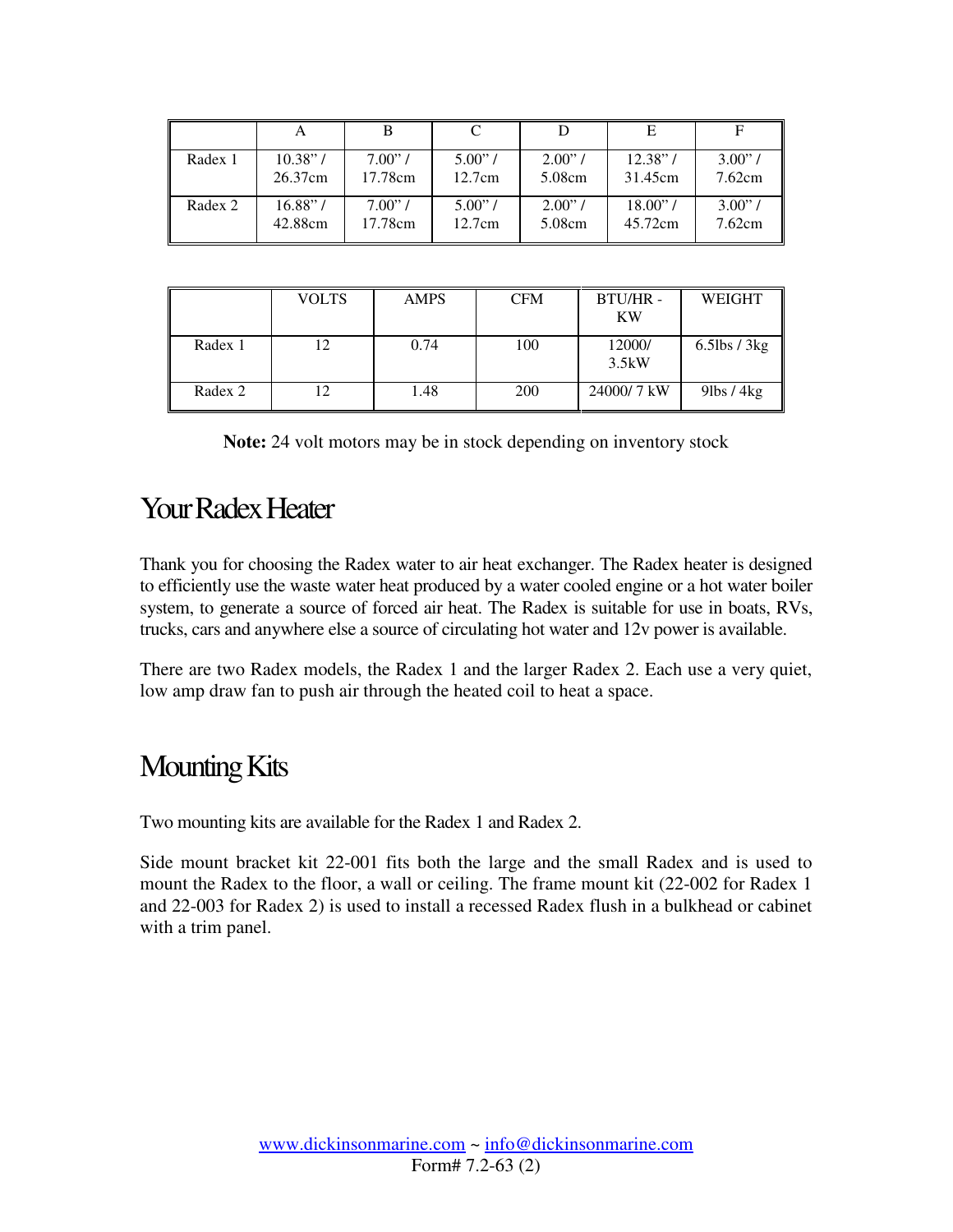| | A | B | C | D | E | F |
|---|---|---|---|---|---|---|
| Radex 1 | 10.38" / 26.37cm | 7.00" / 17.78cm | 5.00" / 12.7cm | 2.00" / 5.08cm | 12.38" / 31.45cm | 3.00" / 7.62cm |
| Radex 2 | 16.88" / 42.88cm | 7.00" / 17.78cm | 5.00" / 12.7cm | 2.00" / 5.08cm | 18.00" / 45.72cm | 3.00" / 7.62cm |

| | VOLTS | AMPS | CFM | BTU/HR - KW | WEIGHT |
|---|---|---|---|---|---|
| Radex 1 | 12 | 0.74 | 100 | 12000/ 3.5kW | 6.5lbs / 3kg |
| Radex 2 | 12 | 1.48 | 200 | 24000/ 7 kW | 9lbs / 4kg |

**Note:** 24 volt motors may be in stock depending on inventory stock

## Your Radex Heater

Thank you for choosing the Radex water to air heat exchanger. The Radex heater is designed to efficiently use the waste water heat produced by a water cooled engine or a hot water boiler system, to generate a source of forced air heat. The Radex is suitable for use in boats, RVs, trucks, cars and anywhere else a source of circulating hot water and 12v power is available.

There are two Radex models, the Radex 1 and the larger Radex 2. Each use a very quiet, low amp draw fan to push air through the heated coil to heat a space.

## Mounting Kits

Two mounting kits are available for the Radex 1 and Radex 2.

Side mount bracket kit 22-001 fits both the large and the small Radex and is used to mount the Radex to the floor, a wall or ceiling. The frame mount kit (22-002 for Radex 1 and 22-003 for Radex 2) is used to install a recessed Radex flush in a bulkhead or cabinet with a trim panel.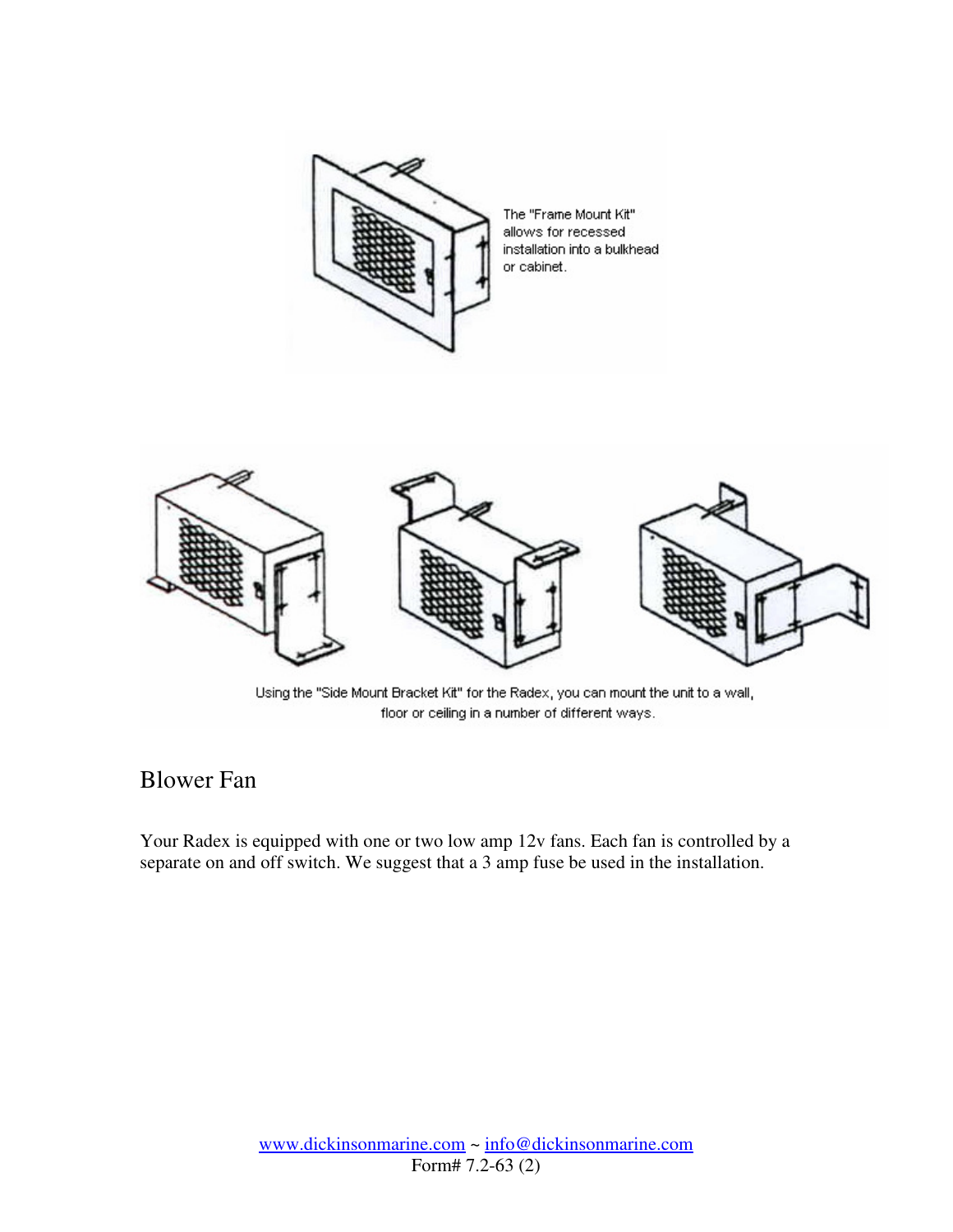The "Frame Mount Kit" allows for recessed installation into a bulkhead or cabinet.

Using the "Side Mount Bracket Kit" for the Radex, you can mount the unit to a wall, floor or ceiling in a number of different ways.

## Blower Fan

Your Radex is equipped with one or two low amp 12v fans. Each fan is controlled by a separate on and off switch. We suggest that a 3 amp fuse be used in the installation.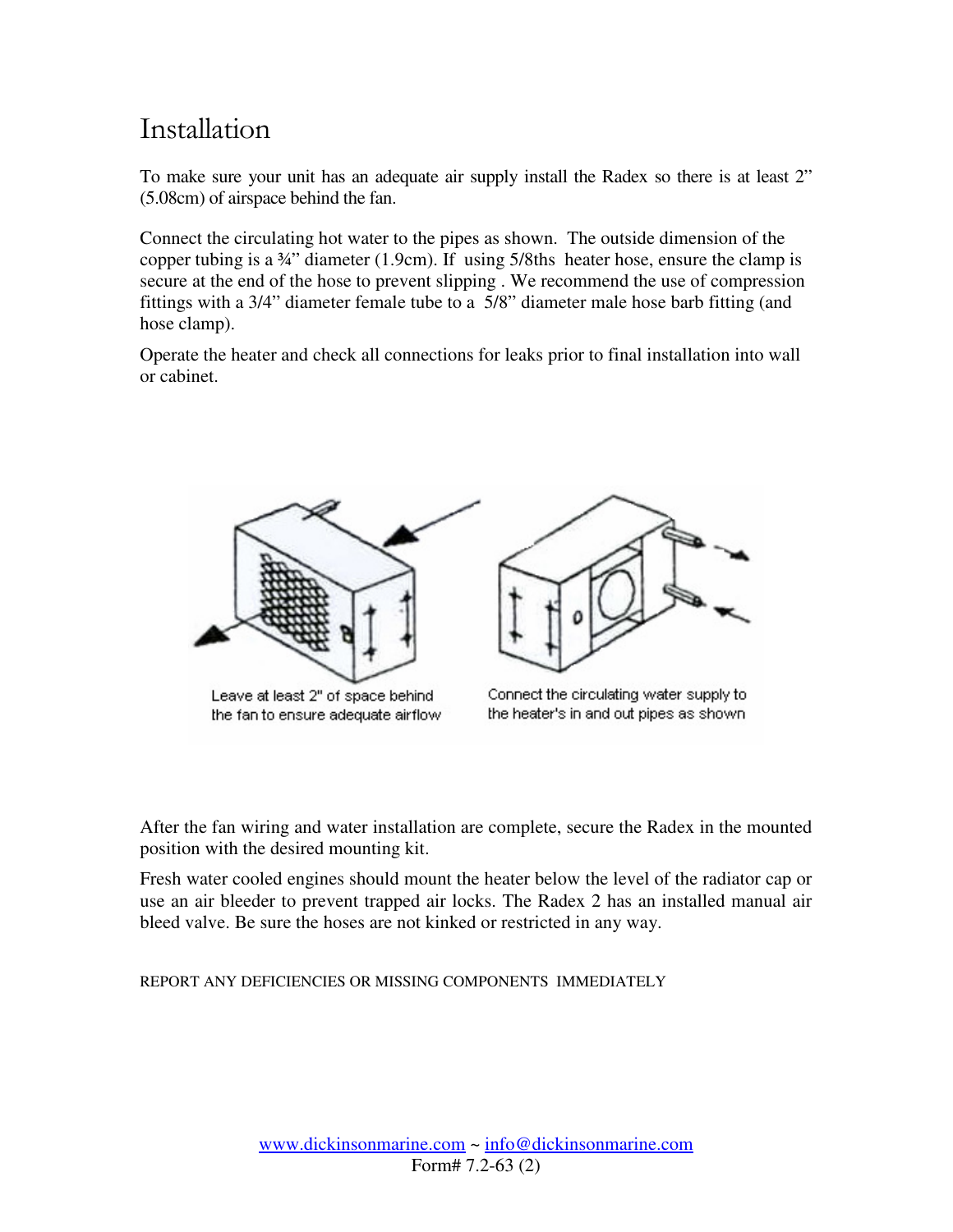# Installation

To make sure your unit has an adequate air supply install the Radex so there is at least 2" (5.08cm) of airspace behind the fan.

Connect the circulating hot water to the pipes as shown. The outside dimension of the copper tubing is a ¾" diameter (1.9cm). If using 5/8ths heater hose, ensure the clamp is secure at the end of the hose to prevent slipping . We recommend the use of compression fittings with a 3/4" diameter female tube to a 5/8" diameter male hose barb fitting (and hose clamp).

Operate the heater and check all connections for leaks prior to final installation into wall or cabinet.

Leave at least 2" of space behind the fan to ensure adequate airflow

Connect the circulating water supply to the heater's in and out pipes as shown

After the fan wiring and water installation are complete, secure the Radex in the mounted position with the desired mounting kit.

Fresh water cooled engines should mount the heater below the level of the radiator cap or use an air bleeder to prevent trapped air locks. The Radex 2 has an installed manual air bleed valve. Be sure the hoses are not kinked or restricted in any way.

REPORT ANY DEFICIENCIES OR MISSING COMPONENTS IMMEDIATELY

www.dickinsonmarine.com ~ info@dickinsonmarine.com
Form# 7.2-63 (2)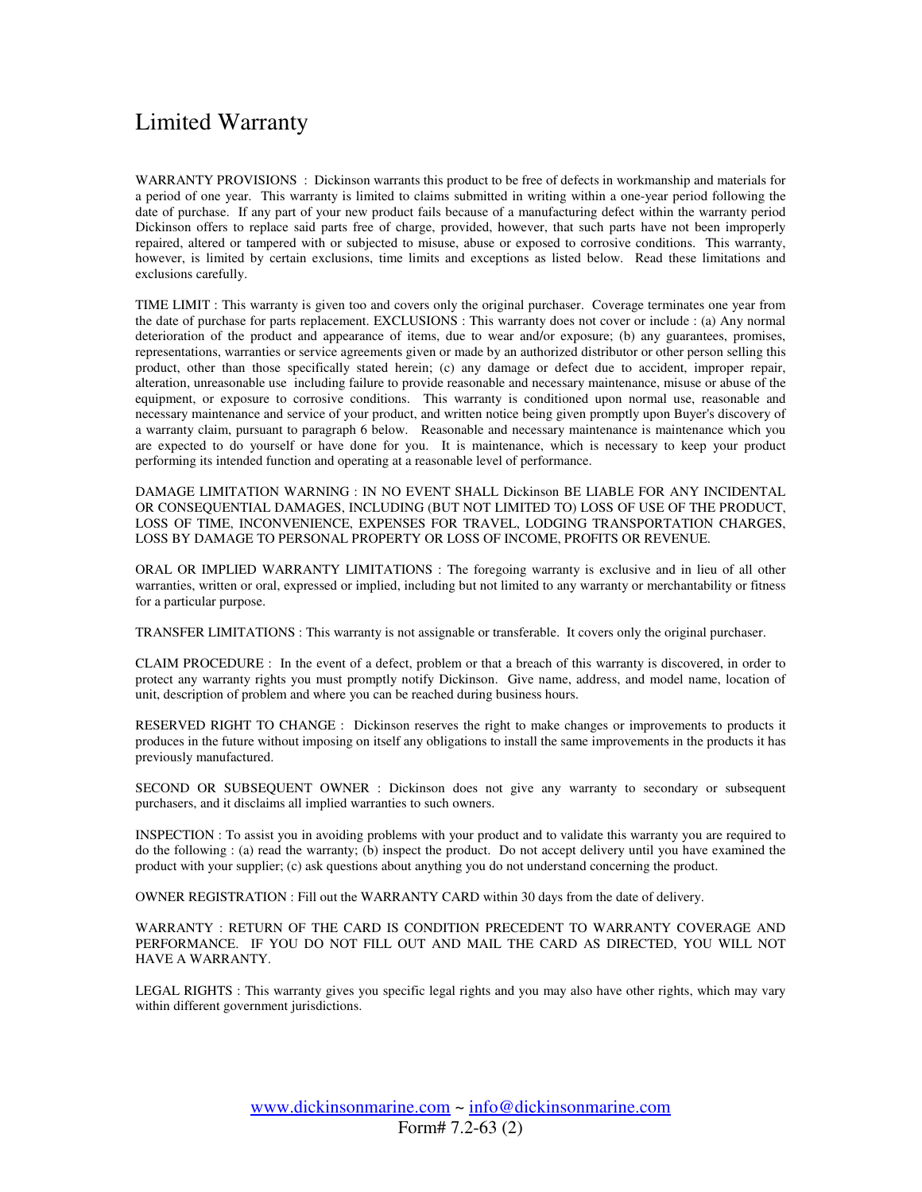# Limited Warranty

WARRANTY PROVISIONS : Dickinson warrants this product to be free of defects in workmanship and materials for a period of one year. This warranty is limited to claims submitted in writing within a one-year period following the date of purchase. If any part of your new product fails because of a manufacturing defect within the warranty period Dickinson offers to replace said parts free of charge, provided, however, that such parts have not been improperly repaired, altered or tampered with or subjected to misuse, abuse or exposed to corrosive conditions. This warranty, however, is limited by certain exclusions, time limits and exceptions as listed below. Read these limitations and exclusions carefully.

TIME LIMIT : This warranty is given too and covers only the original purchaser. Coverage terminates one year from the date of purchase for parts replacement. EXCLUSIONS : This warranty does not cover or include : (a) Any normal deterioration of the product and appearance of items, due to wear and/or exposure; (b) any guarantees, promises, representations, warranties or service agreements given or made by an authorized distributor or other person selling this product, other than those specifically stated herein; (c) any damage or defect due to accident, improper repair, alteration, unreasonable use including failure to provide reasonable and necessary maintenance, misuse or abuse of the equipment, or exposure to corrosive conditions. This warranty is conditioned upon normal use, reasonable and necessary maintenance and service of your product, and written notice being given promptly upon Buyer's discovery of a warranty claim, pursuant to paragraph 6 below. Reasonable and necessary maintenance is maintenance which you are expected to do yourself or have done for you. It is maintenance, which is necessary to keep your product performing its intended function and operating at a reasonable level of performance.

DAMAGE LIMITATION WARNING : IN NO EVENT SHALL Dickinson BE LIABLE FOR ANY INCIDENTAL OR CONSEQUENTIAL DAMAGES, INCLUDING (BUT NOT LIMITED TO) LOSS OF USE OF THE PRODUCT, LOSS OF TIME, INCONVENIENCE, EXPENSES FOR TRAVEL, LODGING TRANSPORTATION CHARGES, LOSS BY DAMAGE TO PERSONAL PROPERTY OR LOSS OF INCOME, PROFITS OR REVENUE.

ORAL OR IMPLIED WARRANTY LIMITATIONS : The foregoing warranty is exclusive and in lieu of all other warranties, written or oral, expressed or implied, including but not limited to any warranty or merchantability or fitness for a particular purpose.

TRANSFER LIMITATIONS : This warranty is not assignable or transferable. It covers only the original purchaser.

CLAIM PROCEDURE : In the event of a defect, problem or that a breach of this warranty is discovered, in order to protect any warranty rights you must promptly notify Dickinson. Give name, address, and model name, location of unit, description of problem and where you can be reached during business hours.

RESERVED RIGHT TO CHANGE : Dickinson reserves the right to make changes or improvements to products it produces in the future without imposing on itself any obligations to install the same improvements in the products it has previously manufactured.

SECOND OR SUBSEQUENT OWNER : Dickinson does not give any warranty to secondary or subsequent purchasers, and it disclaims all implied warranties to such owners.

INSPECTION : To assist you in avoiding problems with your product and to validate this warranty you are required to do the following : (a) read the warranty; (b) inspect the product. Do not accept delivery until you have examined the product with your supplier; (c) ask questions about anything you do not understand concerning the product.

OWNER REGISTRATION : Fill out the WARRANTY CARD within 30 days from the date of delivery.

WARRANTY : RETURN OF THE CARD IS CONDITION PRECEDENT TO WARRANTY COVERAGE AND PERFORMANCE. IF YOU DO NOT FILL OUT AND MAIL THE CARD AS DIRECTED, YOU WILL NOT HAVE A WARRANTY.

LEGAL RIGHTS : This warranty gives you specific legal rights and you may also have other rights, which may vary within different government jurisdictions.

www.dickinsonmarine.com ~ info@dickinsonmarine.com

Form# 7.2-63 (2)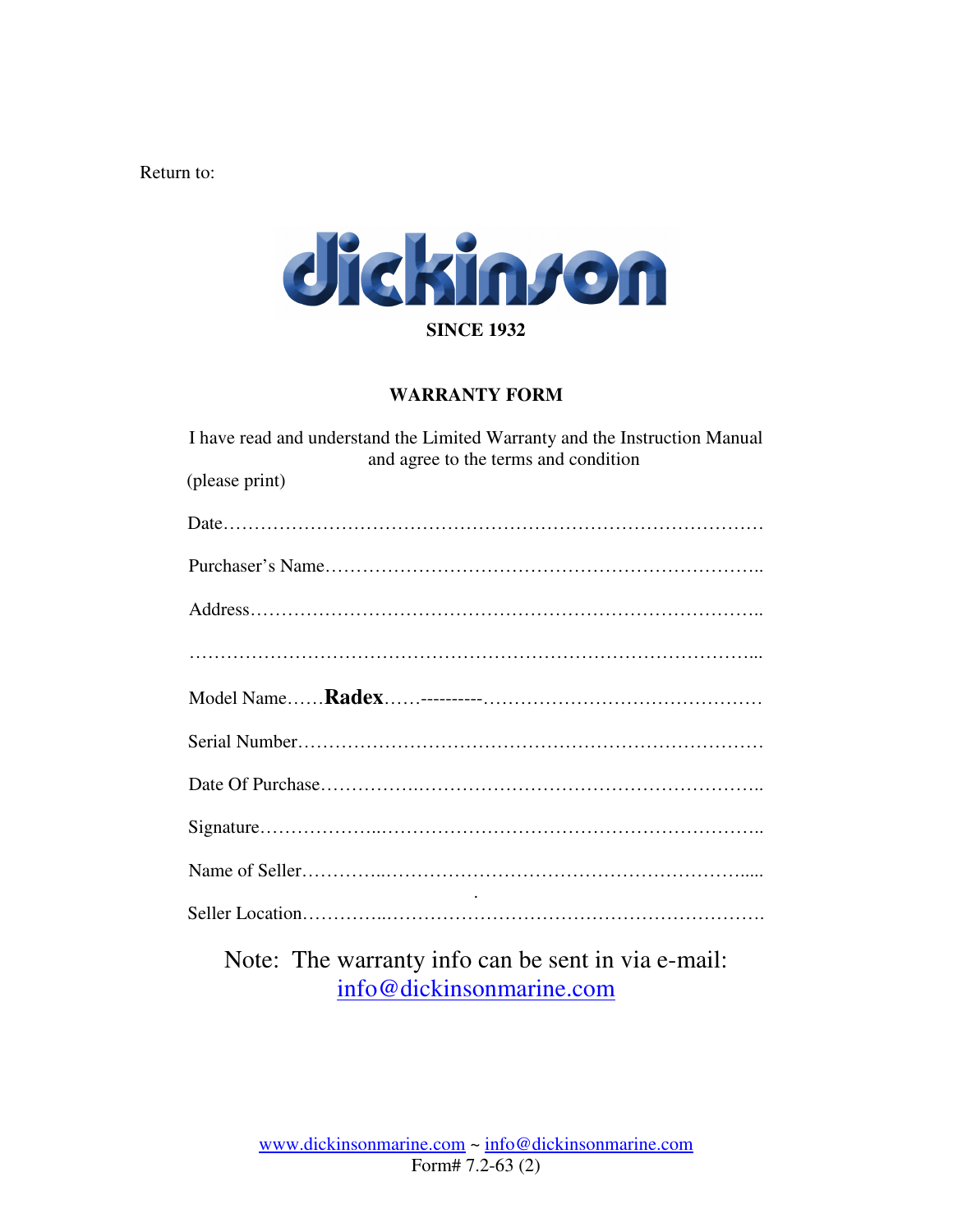Return to:

**dickinson**

**SINCE 1932**

## WARRANTY FORM

I have read and understand the Limited Warranty and the Instruction Manual and agree to the terms and condition

(please print)

Date………………………………………………………………………………

Purchaser's Name……………………………………………………………..

Address………………………………………………………………………..

………………………………………………………………………………...

Model Name……**Radex**……----------………………………………………

Serial Number…………………………………………………………………

Date Of Purchase……………….……………………………………………..

Signature………………..……………………………………………………..

Name of Seller…………..……………………………………………….....

Seller Location…………..…………………………………………………….

Note: The warranty info can be sent in via e-mail: info@dickinsonmarine.com

www.dickinsonmarine.com ~ info@dickinsonmarine.com
Form# 7.2-63 (2)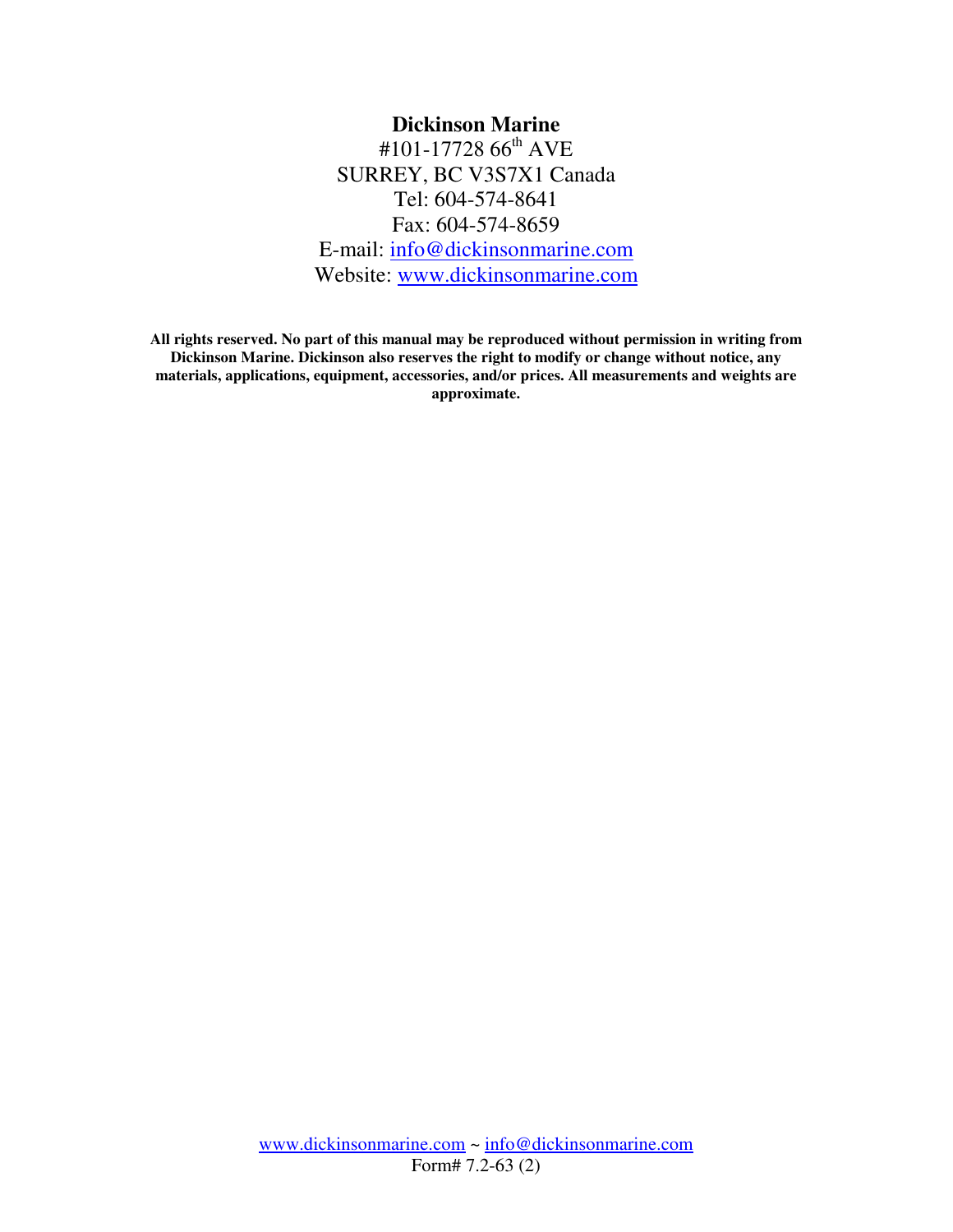**Dickinson Marine**
#101-17728 66th AVE
SURREY, BC V3S7X1 Canada
Tel: 604-574-8641
Fax: 604-574-8659
E-mail: info@dickinsonmarine.com
Website: www.dickinsonmarine.com

**All rights reserved. No part of this manual may be reproduced without permission in writing from Dickinson Marine. Dickinson also reserves the right to modify or change without notice, any materials, applications, equipment, accessories, and/or prices. All measurements and weights are approximate.**

www.dickinsonmarine.com ~ info@dickinsonmarine.com
Form# 7.2-63 (2)